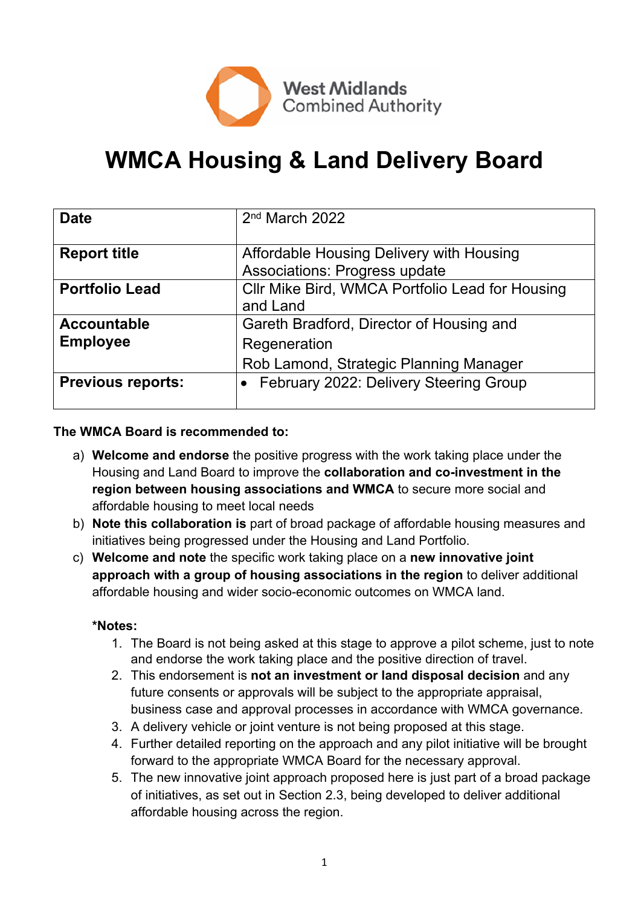West Midlands Combined Authority

# WMCA Housing & Land Delivery Board

| | |
|---|---|
| **Date** | 2nd March 2022 |
| **Report title** | Affordable Housing Delivery with Housing Associations: Progress update |
| **Portfolio Lead** | Cllr Mike Bird, WMCA Portfolio Lead for Housing and Land |
| **Accountable Employee** | Gareth Bradford, Director of Housing and Regeneration<br>Rob Lamond, Strategic Planning Manager |
| **Previous reports:** | • February 2022: Delivery Steering Group |

**The WMCA Board is recommended to:**

a) **Welcome and endorse** the positive progress with the work taking place under the Housing and Land Board to improve the **collaboration and co-investment in the region between housing associations and WMCA** to secure more social and affordable housing to meet local needs

b) **Note this collaboration is** part of broad package of affordable housing measures and initiatives being progressed under the Housing and Land Portfolio.

c) **Welcome and note** the specific work taking place on a **new innovative joint approach with a group of housing associations in the region** to deliver additional affordable housing and wider socio-economic outcomes on WMCA land.

**\*Notes:**

1. The Board is not being asked at this stage to approve a pilot scheme, just to note and endorse the work taking place and the positive direction of travel.
2. This endorsement is **not an investment or land disposal decision** and any future consents or approvals will be subject to the appropriate appraisal, business case and approval processes in accordance with WMCA governance.
3. A delivery vehicle or joint venture is not being proposed at this stage.
4. Further detailed reporting on the approach and any pilot initiative will be brought forward to the appropriate WMCA Board for the necessary approval.
5. The new innovative joint approach proposed here is just part of a broad package of initiatives, as set out in Section 2.3, being developed to deliver additional affordable housing across the region.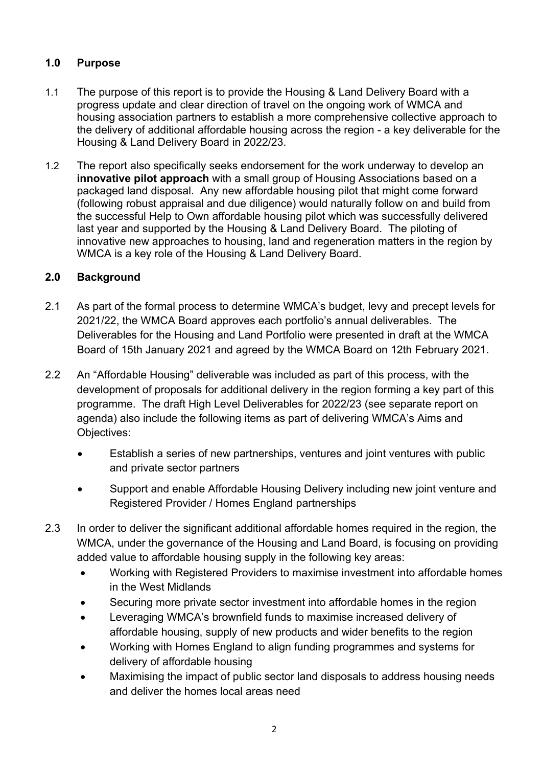## 1.0 Purpose

1.1 The purpose of this report is to provide the Housing & Land Delivery Board with a progress update and clear direction of travel on the ongoing work of WMCA and housing association partners to establish a more comprehensive collective approach to the delivery of additional affordable housing across the region - a key deliverable for the Housing & Land Delivery Board in 2022/23.

1.2 The report also specifically seeks endorsement for the work underway to develop an **innovative pilot approach** with a small group of Housing Associations based on a packaged land disposal. Any new affordable housing pilot that might come forward (following robust appraisal and due diligence) would naturally follow on and build from the successful Help to Own affordable housing pilot which was successfully delivered last year and supported by the Housing & Land Delivery Board. The piloting of innovative new approaches to housing, land and regeneration matters in the region by WMCA is a key role of the Housing & Land Delivery Board.

## 2.0 Background

2.1 As part of the formal process to determine WMCA's budget, levy and precept levels for 2021/22, the WMCA Board approves each portfolio's annual deliverables. The Deliverables for the Housing and Land Portfolio were presented in draft at the WMCA Board of 15th January 2021 and agreed by the WMCA Board on 12th February 2021.

2.2 An "Affordable Housing" deliverable was included as part of this process, with the development of proposals for additional delivery in the region forming a key part of this programme. The draft High Level Deliverables for 2022/23 (see separate report on agenda) also include the following items as part of delivering WMCA's Aims and Objectives:

- Establish a series of new partnerships, ventures and joint ventures with public and private sector partners
- Support and enable Affordable Housing Delivery including new joint venture and Registered Provider / Homes England partnerships

2.3 In order to deliver the significant additional affordable homes required in the region, the WMCA, under the governance of the Housing and Land Board, is focusing on providing added value to affordable housing supply in the following key areas:

- Working with Registered Providers to maximise investment into affordable homes in the West Midlands
- Securing more private sector investment into affordable homes in the region
- Leveraging WMCA's brownfield funds to maximise increased delivery of affordable housing, supply of new products and wider benefits to the region
- Working with Homes England to align funding programmes and systems for delivery of affordable housing
- Maximising the impact of public sector land disposals to address housing needs and deliver the homes local areas need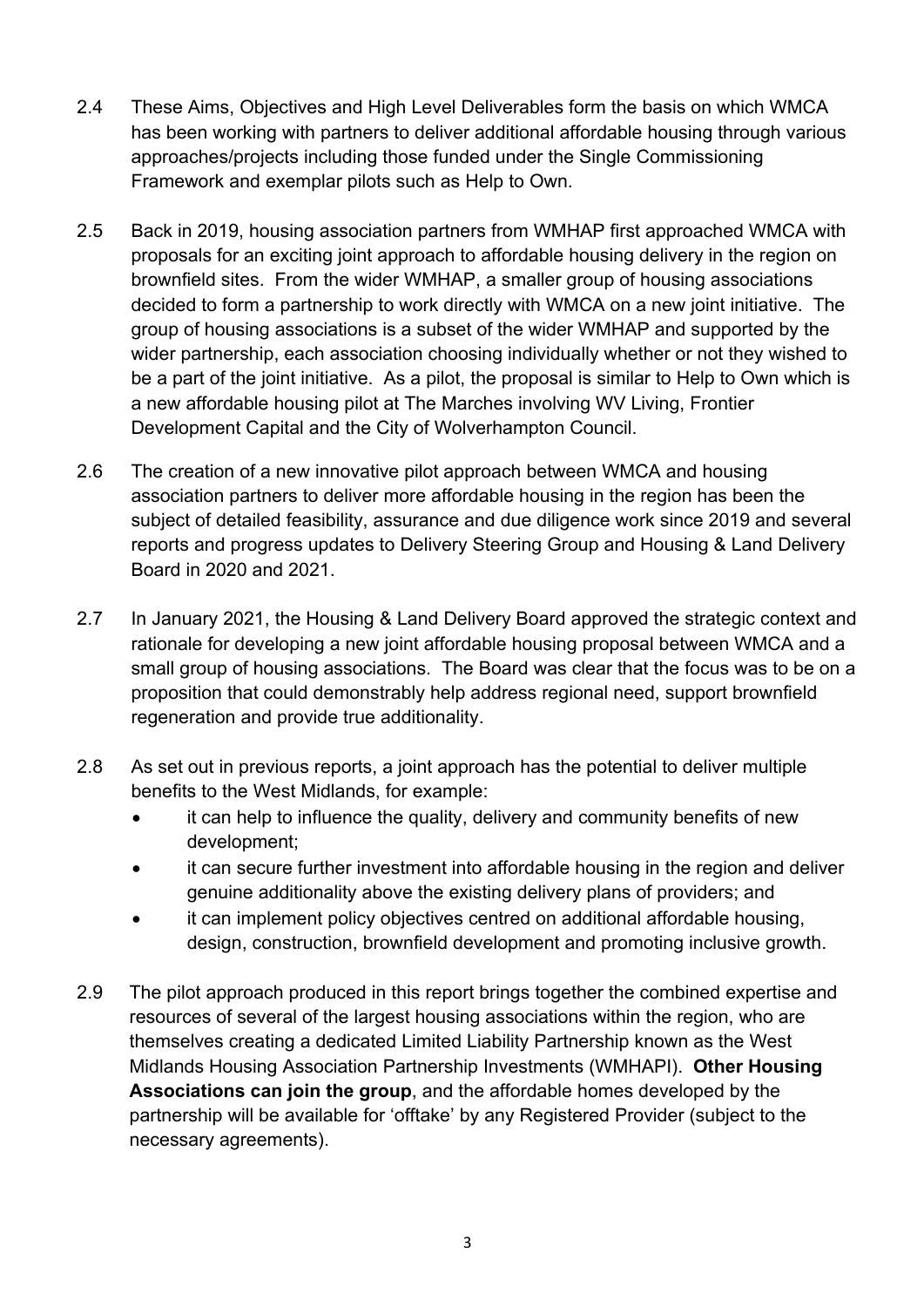2.4 These Aims, Objectives and High Level Deliverables form the basis on which WMCA has been working with partners to deliver additional affordable housing through various approaches/projects including those funded under the Single Commissioning Framework and exemplar pilots such as Help to Own.

2.5 Back in 2019, housing association partners from WMHAP first approached WMCA with proposals for an exciting joint approach to affordable housing delivery in the region on brownfield sites. From the wider WMHAP, a smaller group of housing associations decided to form a partnership to work directly with WMCA on a new joint initiative. The group of housing associations is a subset of the wider WMHAP and supported by the wider partnership, each association choosing individually whether or not they wished to be a part of the joint initiative. As a pilot, the proposal is similar to Help to Own which is a new affordable housing pilot at The Marches involving WV Living, Frontier Development Capital and the City of Wolverhampton Council.

2.6 The creation of a new innovative pilot approach between WMCA and housing association partners to deliver more affordable housing in the region has been the subject of detailed feasibility, assurance and due diligence work since 2019 and several reports and progress updates to Delivery Steering Group and Housing & Land Delivery Board in 2020 and 2021.

2.7 In January 2021, the Housing & Land Delivery Board approved the strategic context and rationale for developing a new joint affordable housing proposal between WMCA and a small group of housing associations. The Board was clear that the focus was to be on a proposition that could demonstrably help address regional need, support brownfield regeneration and provide true additionality.

2.8 As set out in previous reports, a joint approach has the potential to deliver multiple benefits to the West Midlands, for example:

- it can help to influence the quality, delivery and community benefits of new development;
- it can secure further investment into affordable housing in the region and deliver genuine additionality above the existing delivery plans of providers; and
- it can implement policy objectives centred on additional affordable housing, design, construction, brownfield development and promoting inclusive growth.

2.9 The pilot approach produced in this report brings together the combined expertise and resources of several of the largest housing associations within the region, who are themselves creating a dedicated Limited Liability Partnership known as the West Midlands Housing Association Partnership Investments (WMHAPI). **Other Housing Associations can join the group**, and the affordable homes developed by the partnership will be available for 'offtake' by any Registered Provider (subject to the necessary agreements).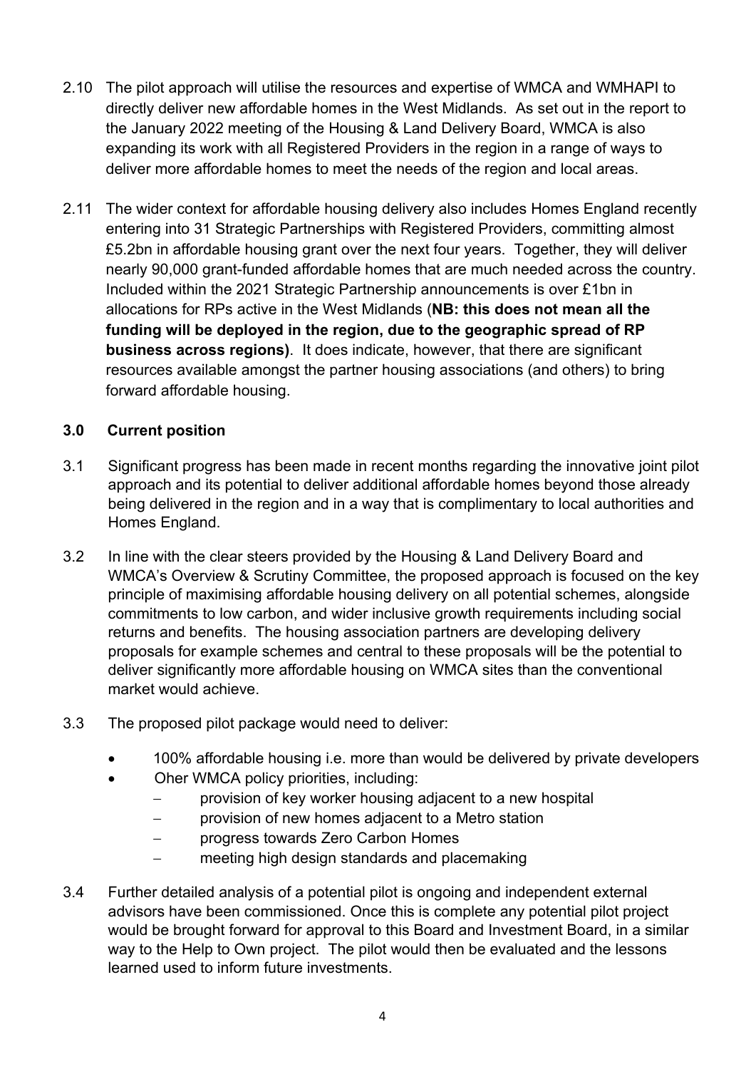2.10 The pilot approach will utilise the resources and expertise of WMCA and WMHAPI to directly deliver new affordable homes in the West Midlands. As set out in the report to the January 2022 meeting of the Housing & Land Delivery Board, WMCA is also expanding its work with all Registered Providers in the region in a range of ways to deliver more affordable homes to meet the needs of the region and local areas.

2.11 The wider context for affordable housing delivery also includes Homes England recently entering into 31 Strategic Partnerships with Registered Providers, committing almost £5.2bn in affordable housing grant over the next four years. Together, they will deliver nearly 90,000 grant-funded affordable homes that are much needed across the country. Included within the 2021 Strategic Partnership announcements is over £1bn in allocations for RPs active in the West Midlands (**NB: this does not mean all the funding will be deployed in the region, due to the geographic spread of RP business across regions)**. It does indicate, however, that there are significant resources available amongst the partner housing associations (and others) to bring forward affordable housing.

## 3.0 Current position

3.1 Significant progress has been made in recent months regarding the innovative joint pilot approach and its potential to deliver additional affordable homes beyond those already being delivered in the region and in a way that is complimentary to local authorities and Homes England.

3.2 In line with the clear steers provided by the Housing & Land Delivery Board and WMCA's Overview & Scrutiny Committee, the proposed approach is focused on the key principle of maximising affordable housing delivery on all potential schemes, alongside commitments to low carbon, and wider inclusive growth requirements including social returns and benefits. The housing association partners are developing delivery proposals for example schemes and central to these proposals will be the potential to deliver significantly more affordable housing on WMCA sites than the conventional market would achieve.

3.3 The proposed pilot package would need to deliver:

- 100% affordable housing i.e. more than would be delivered by private developers
- Oher WMCA policy priorities, including:
  - provision of key worker housing adjacent to a new hospital
  - provision of new homes adjacent to a Metro station
  - progress towards Zero Carbon Homes
  - meeting high design standards and placemaking

3.4 Further detailed analysis of a potential pilot is ongoing and independent external advisors have been commissioned. Once this is complete any potential pilot project would be brought forward for approval to this Board and Investment Board, in a similar way to the Help to Own project. The pilot would then be evaluated and the lessons learned used to inform future investments.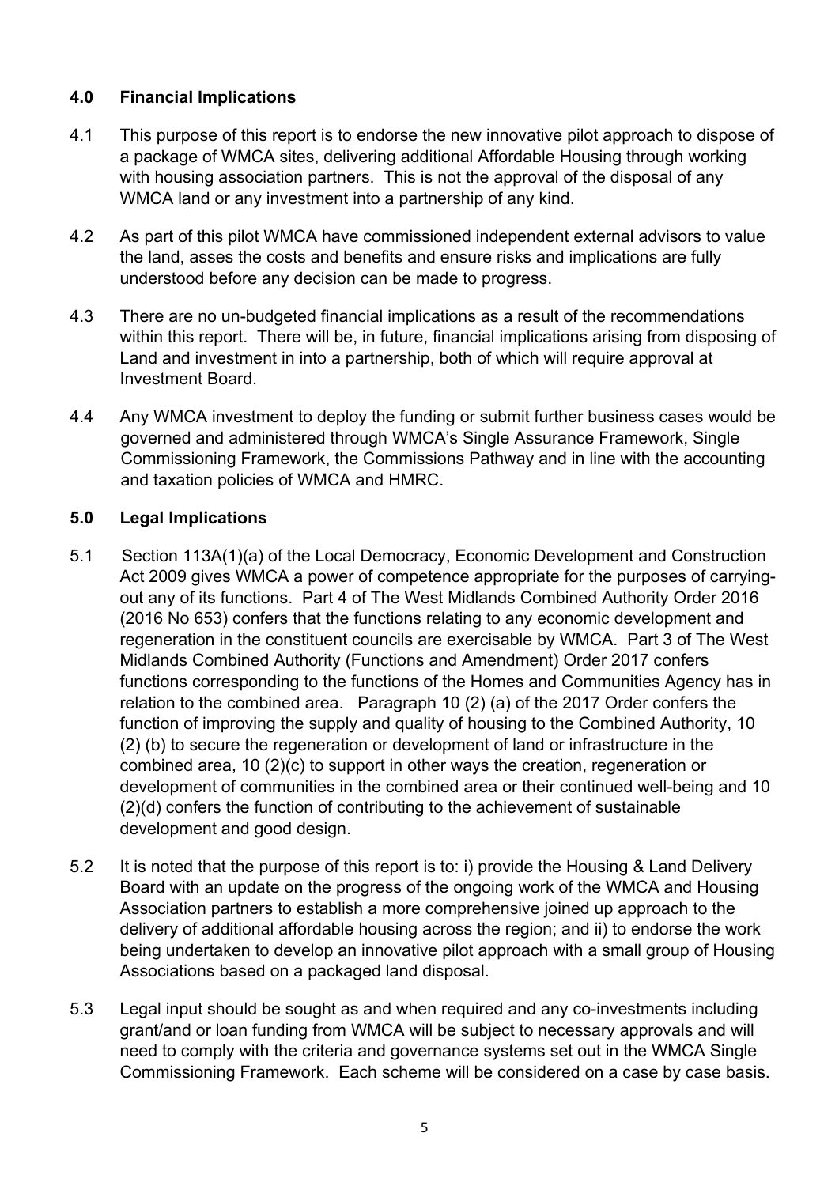## 4.0 Financial Implications

4.1 This purpose of this report is to endorse the new innovative pilot approach to dispose of a package of WMCA sites, delivering additional Affordable Housing through working with housing association partners. This is not the approval of the disposal of any WMCA land or any investment into a partnership of any kind.

4.2 As part of this pilot WMCA have commissioned independent external advisors to value the land, asses the costs and benefits and ensure risks and implications are fully understood before any decision can be made to progress.

4.3 There are no un-budgeted financial implications as a result of the recommendations within this report. There will be, in future, financial implications arising from disposing of Land and investment in into a partnership, both of which will require approval at Investment Board.

4.4 Any WMCA investment to deploy the funding or submit further business cases would be governed and administered through WMCA's Single Assurance Framework, Single Commissioning Framework, the Commissions Pathway and in line with the accounting and taxation policies of WMCA and HMRC.

## 5.0 Legal Implications

5.1 Section 113A(1)(a) of the Local Democracy, Economic Development and Construction Act 2009 gives WMCA a power of competence appropriate for the purposes of carrying-out any of its functions. Part 4 of The West Midlands Combined Authority Order 2016 (2016 No 653) confers that the functions relating to any economic development and regeneration in the constituent councils are exercisable by WMCA. Part 3 of The West Midlands Combined Authority (Functions and Amendment) Order 2017 confers functions corresponding to the functions of the Homes and Communities Agency has in relation to the combined area. Paragraph 10 (2) (a) of the 2017 Order confers the function of improving the supply and quality of housing to the Combined Authority, 10 (2) (b) to secure the regeneration or development of land or infrastructure in the combined area, 10 (2)(c) to support in other ways the creation, regeneration or development of communities in the combined area or their continued well-being and 10 (2)(d) confers the function of contributing to the achievement of sustainable development and good design.

5.2 It is noted that the purpose of this report is to: i) provide the Housing & Land Delivery Board with an update on the progress of the ongoing work of the WMCA and Housing Association partners to establish a more comprehensive joined up approach to the delivery of additional affordable housing across the region; and ii) to endorse the work being undertaken to develop an innovative pilot approach with a small group of Housing Associations based on a packaged land disposal.

5.3 Legal input should be sought as and when required and any co-investments including grant/and or loan funding from WMCA will be subject to necessary approvals and will need to comply with the criteria and governance systems set out in the WMCA Single Commissioning Framework. Each scheme will be considered on a case by case basis.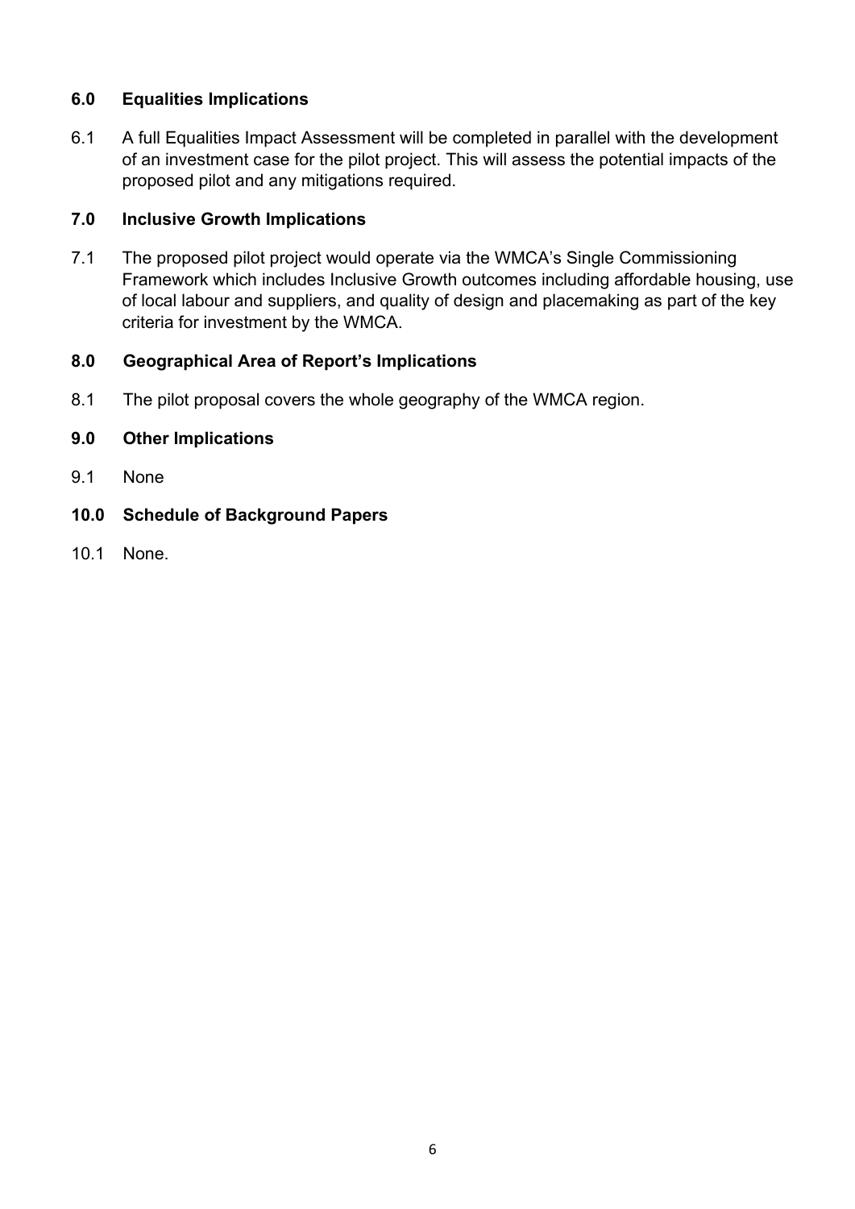## 6.0 Equalities Implications

6.1 A full Equalities Impact Assessment will be completed in parallel with the development of an investment case for the pilot project. This will assess the potential impacts of the proposed pilot and any mitigations required.

## 7.0 Inclusive Growth Implications

7.1 The proposed pilot project would operate via the WMCA's Single Commissioning Framework which includes Inclusive Growth outcomes including affordable housing, use of local labour and suppliers, and quality of design and placemaking as part of the key criteria for investment by the WMCA.

## 8.0 Geographical Area of Report's Implications

8.1 The pilot proposal covers the whole geography of the WMCA region.

## 9.0 Other Implications

9.1 None

## 10.0 Schedule of Background Papers

10.1 None.